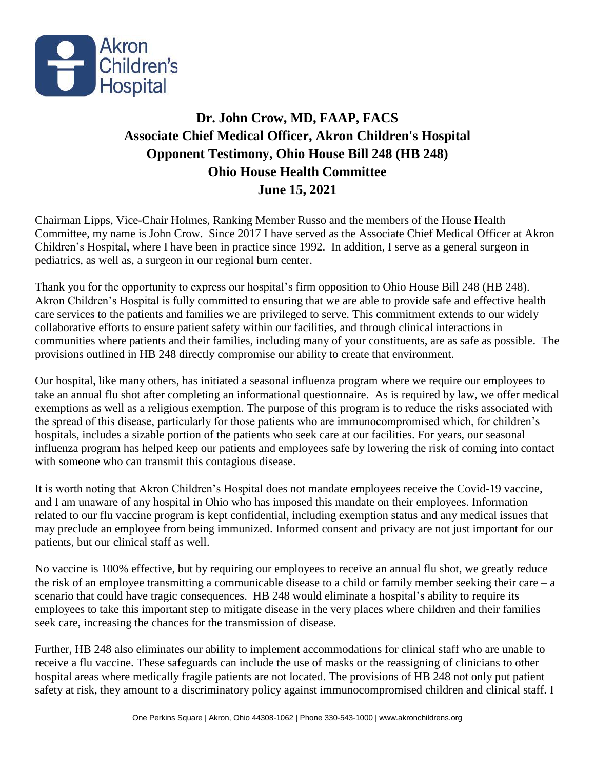# Dr. John Crow, MD, FAAP, FACS
## Associate Chief Medical Officer, Akron Children's Hospital
## Opponent Testimony, Ohio House Bill 248 (HB 248)
## Ohio House Health Committee
## June 15, 2021

Chairman Lipps, Vice-Chair Holmes, Ranking Member Russo and the members of the House Health Committee, my name is John Crow. Since 2017 I have served as the Associate Chief Medical Officer at Akron Children's Hospital, where I have been in practice since 1992. In addition, I serve as a general surgeon in pediatrics, as well as, a surgeon in our regional burn center.

Thank you for the opportunity to express our hospital's firm opposition to Ohio House Bill 248 (HB 248). Akron Children's Hospital is fully committed to ensuring that we are able to provide safe and effective health care services to the patients and families we are privileged to serve. This commitment extends to our widely collaborative efforts to ensure patient safety within our facilities, and through clinical interactions in communities where patients and their families, including many of your constituents, are as safe as possible. The provisions outlined in HB 248 directly compromise our ability to create that environment.

Our hospital, like many others, has initiated a seasonal influenza program where we require our employees to take an annual flu shot after completing an informational questionnaire. As is required by law, we offer medical exemptions as well as a religious exemption. The purpose of this program is to reduce the risks associated with the spread of this disease, particularly for those patients who are immunocompromised which, for children's hospitals, includes a sizable portion of the patients who seek care at our facilities. For years, our seasonal influenza program has helped keep our patients and employees safe by lowering the risk of coming into contact with someone who can transmit this contagious disease.

It is worth noting that Akron Children's Hospital does not mandate employees receive the Covid-19 vaccine, and I am unaware of any hospital in Ohio who has imposed this mandate on their employees. Information related to our flu vaccine program is kept confidential, including exemption status and any medical issues that may preclude an employee from being immunized. Informed consent and privacy are not just important for our patients, but our clinical staff as well.

No vaccine is 100% effective, but by requiring our employees to receive an annual flu shot, we greatly reduce the risk of an employee transmitting a communicable disease to a child or family member seeking their care – a scenario that could have tragic consequences. HB 248 would eliminate a hospital's ability to require its employees to take this important step to mitigate disease in the very places where children and their families seek care, increasing the chances for the transmission of disease.

Further, HB 248 also eliminates our ability to implement accommodations for clinical staff who are unable to receive a flu vaccine. These safeguards can include the use of masks or the reassigning of clinicians to other hospital areas where medically fragile patients are not located. The provisions of HB 248 not only put patient safety at risk, they amount to a discriminatory policy against immunocompromised children and clinical staff. I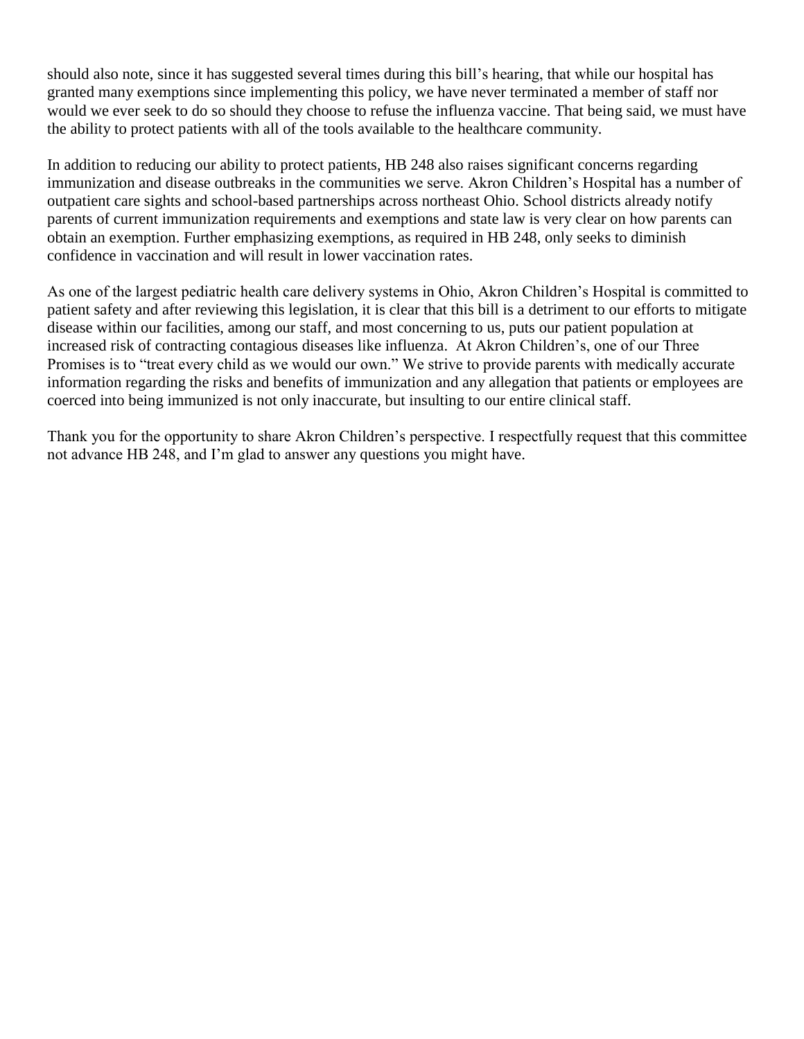should also note, since it has suggested several times during this bill's hearing, that while our hospital has granted many exemptions since implementing this policy, we have never terminated a member of staff nor would we ever seek to do so should they choose to refuse the influenza vaccine. That being said, we must have the ability to protect patients with all of the tools available to the healthcare community.

In addition to reducing our ability to protect patients, HB 248 also raises significant concerns regarding immunization and disease outbreaks in the communities we serve. Akron Children's Hospital has a number of outpatient care sights and school-based partnerships across northeast Ohio. School districts already notify parents of current immunization requirements and exemptions and state law is very clear on how parents can obtain an exemption. Further emphasizing exemptions, as required in HB 248, only seeks to diminish confidence in vaccination and will result in lower vaccination rates.

As one of the largest pediatric health care delivery systems in Ohio, Akron Children's Hospital is committed to patient safety and after reviewing this legislation, it is clear that this bill is a detriment to our efforts to mitigate disease within our facilities, among our staff, and most concerning to us, puts our patient population at increased risk of contracting contagious diseases like influenza. At Akron Children's, one of our Three Promises is to "treat every child as we would our own." We strive to provide parents with medically accurate information regarding the risks and benefits of immunization and any allegation that patients or employees are coerced into being immunized is not only inaccurate, but insulting to our entire clinical staff.

Thank you for the opportunity to share Akron Children's perspective. I respectfully request that this committee not advance HB 248, and I'm glad to answer any questions you might have.